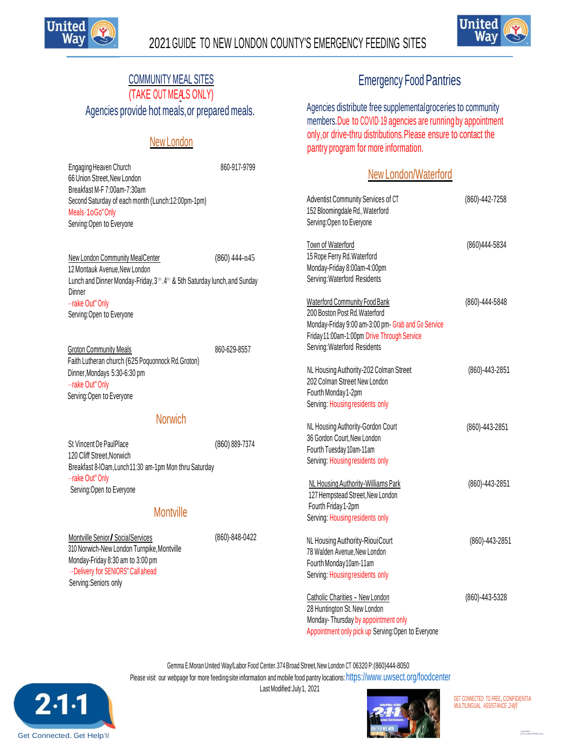# 2021 GUIDE TO NEW LONDON COUNTY'S EMERGENCY FEEDING SITES

## COMMUNITY MEAL SITES

(TAKE OUT MEALS ONLY)

Agencies provide hot meals, or prepared meals.

### New London

Engaging Heaven Church 860-917-9799
66 Union Street, New London
Breakfast M-F 7:00am-7:30am
Second Saturday of each month (Lunch:12:00pm-1pm)
Meals-1oGo"Only
Serving: Open to Everyone

New London Community MealCenter (860) 444-n45
12 Montauk Avenue, New London
Lunch and Dinner Monday-Friday, 3rd .4th & 5th Saturday lunch, and Sunday Dinner
··rake Out" Only
Serving: Open to Everyone

Groton Community Meals 860-629-8557
Faith Lutheran church (625 Poquonnock Rd. Groton)
Dinner, Mondays 5:30-6:30 pm
··rake Out" Only
Serving: Open to Everyone

### Norwich

St Vincent De PaulPlace (860) 889-7374
120 Cliff Street, Norwich
Breakfast 8-lOam, Lunch 11:30 am-1pm Mon thru Saturday
··rake Out" Only
Serving: Open to Everyone

### Montville

Montville Senior / SocialServices (860)-848-0422
310 Norwich-New London Turnpike, Montville
Monday-Friday 8:30 am to 3:00 pm
··Delivery for SENIORS" Call ahead
Serving: Seniors only

## Emergency Food Pantries

Agencies distribute free supplemental groceries to community members. Due to COVID-19 agencies are running by appointment only, or drive-thru distributions. Please ensure to contact the pantry program for more information.

### New London/Waterford

Adventist Community Services of CT (860)-442-7258
152 Bloomingdale Rd., Waterford
Serving: Open to Everyone

Town of Waterford (860)444-5834
15 Rope Ferry Rd. Waterford
Monday-Friday 8:00am-4:00pm
Serving: Waterford Residents

Waterford Community Food Bank (860)-444-5848
200 Boston Post Rd. Waterford
Monday-Friday 9:00 am-3:00 pm- Grab and Go Service
Friday 11:00am-1:00pm Drive Through Service
Serving: Waterford Residents

NL Housing Authority-202 Colman Street (860)-443-2851
202 Colman Street New London
Fourth Monday 1-2pm
Serving: Housing residents only

NL Housing Authority-Gordon Court (860)-443-2851
36 Gordon Court, New London
Fourth Tuesday 10am-11am
Serving: Housing residents only

NL Housing Authority-Williams Park (860)-443-2851
127 Hempstead Street, New London
Fourth Friday 1-2pm
Serving: Housing residents only

NL Housing Authority-RiouiCourt (860)-443-2851
78 Walden Avenue, New London
Fourth Monday 10am-11am
Serving: Housing residents only

Catholic Charities - New London (860)-443-5328
28 Huntington St. New London
Monday- Thursday by appointment only
Appointment only pick up Serving: Open to Everyone

Gemma E. Moran United Way/Labor Food Center. 374 Broad Street, New London CT 06320 P:(860)444-8050
Please visit our webpage for more feeding site information and mobile food pantry locations: https://www.uwsect.org/foodcenter
Last Modified: July 1, 2021

2·1·1 Get Connected. Get Help.™

GET CONNECTED TO FREE, CONFIDENTIAL MULTILINGUAL ASSISTANCE 24/7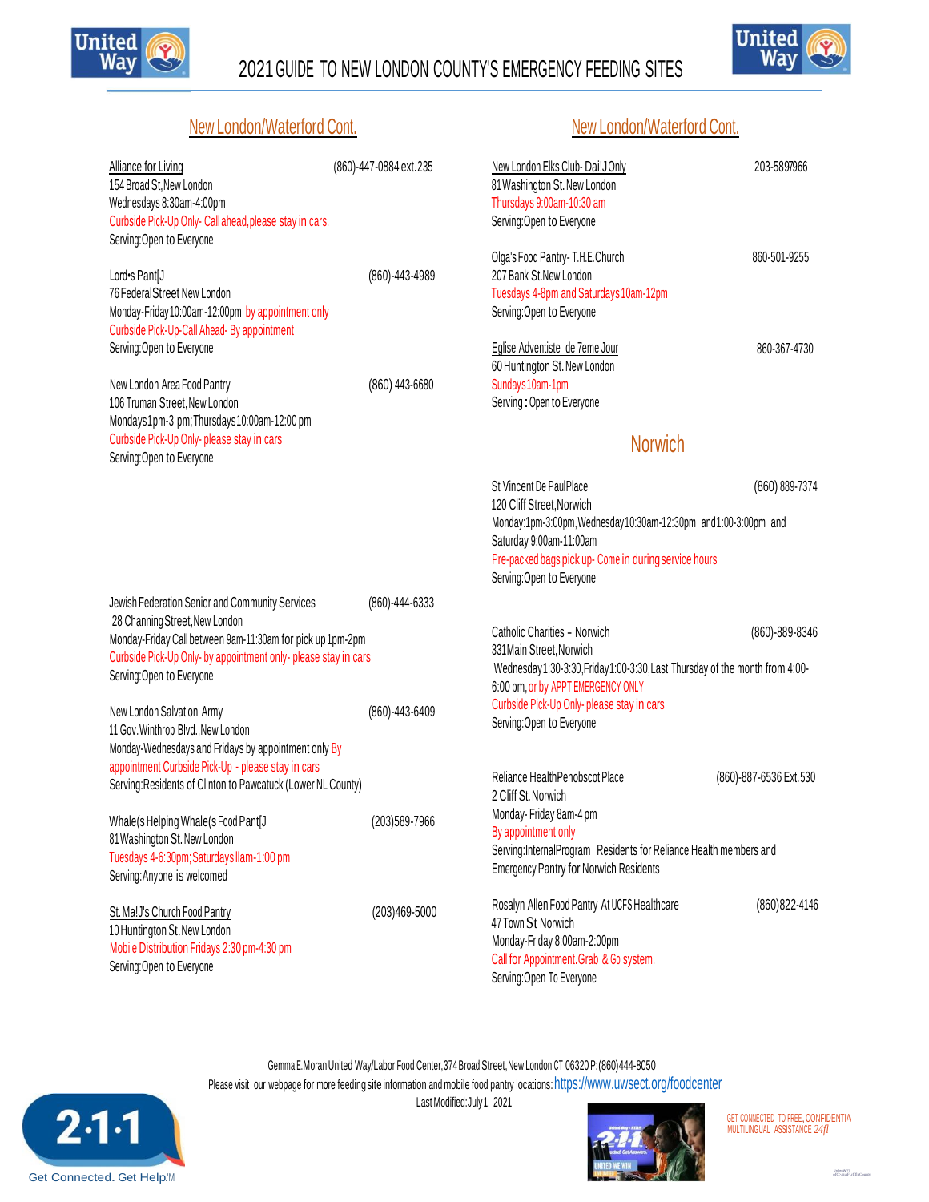# 2021 GUIDE TO NEW LONDON COUNTY'S EMERGENCY FEEDING SITES

## New London/Waterford Cont.

Alliance for Living (860)-447-0884 ext. 235
154 Broad St, New London
Wednesdays 8:30am-4:00pm
Curbside Pick-Up Only- Call ahead, please stay in cars.
Serving: Open to Everyone

Lord•s Pant[J (860)-443-4989
76 Federal Street New London
Monday-Friday 10:00am-12:00pm by appointment only
Curbside Pick-Up-Call Ahead- By appointment
Serving: Open to Everyone

New London Area Food Pantry (860) 443-6680
106 Truman Street, New London
Mondays 1pm-3 pm; Thursdays 10:00am-12:00 pm
Curbside Pick-Up Only- please stay in cars
Serving: Open to Everyone

Jewish Federation Senior and Community Services (860)-444-6333
28 Channing Street, New London
Monday-Friday Call between 9am-11:30am for pick up 1pm-2pm
Curbside Pick-Up Only- by appointment only- please stay in cars
Serving: Open to Everyone

New London Salvation Army (860)-443-6409
11 Gov. Winthrop Blvd., New London
Monday-Wednesdays and Fridays by appointment only By appointment Curbside Pick-Up - please stay in cars
Serving: Residents of Clinton to Pawcatuck (Lower NL County)

Whale(s Helping Whale(s Food Pant[J (203)589-7966
81 Washington St. New London
Tuesdays 4-6:30pm; Saturdays llam-1:00 pm
Serving: Anyone is welcomed

St. Ma!J's Church Food Pantry (203)469-5000
10 Huntington St. New London
Mobile Distribution Fridays 2:30 pm-4:30 pm
Serving: Open to Everyone

## New London/Waterford Cont.

New London Elks Club- Dai!J Only 203-5897966
81 Washington St. New London
Thursdays 9:00am-10:30 am
Serving: Open to Everyone

Olga's Food Pantry- T.H.E. Church 860-501-9255
207 Bank St. New London
Tuesdays 4-8pm and Saturdays 10am-12pm
Serving: Open to Everyone

Eglise Adventiste de 7eme Jour 860-367-4730
60 Huntington St. New London
Sundays 10am-1pm
Serving: Open to Everyone

## Norwich

St Vincent De Paul Place (860) 889-7374
120 Cliff Street, Norwich
Monday: 1pm-3:00pm, Wednesday 10:30am-12:30pm and 1:00-3:00pm and Saturday 9:00am-11:00am
Pre-packed bags pick up- Come in during service hours
Serving: Open to Everyone

Catholic Charities - Norwich (860)-889-8346
331 Main Street, Norwich
Wednesday 1:30-3:30, Friday 1:00-3:30, Last Thursday of the month from 4:00-6:00 pm, or by APPT EMERGENCY ONLY
Curbside Pick-Up Only- please stay in cars
Serving: Open to Everyone

Reliance Health Penobscot Place (860)-887-6536 Ext. 530
2 Cliff St. Norwich
Monday- Friday 8am-4 pm
By appointment only
Serving: Internal Program Residents for Reliance Health members and Emergency Pantry for Norwich Residents

Rosalyn Allen Food Pantry At UCFS Healthcare (860)822-4146
47 Town St Norwich
Monday-Friday 8:00am-2:00pm
Call for Appointment. Grab & Go system.
Serving: Open To Everyone

Gemma E. Moran United Way/Labor Food Center, 374 Broad Street, New London CT 06320 P: (860)444-8050
Please visit our webpage for more feeding site information and mobile food pantry locations: https://www.uwsect.org/foodcenter
Last Modified: July 1, 2021

2·1·1 Get Connected. Get Help.℠

GET CONNECTED TO FREE, CONFIDENTIAL MULTILINGUAL ASSISTANCE 24/7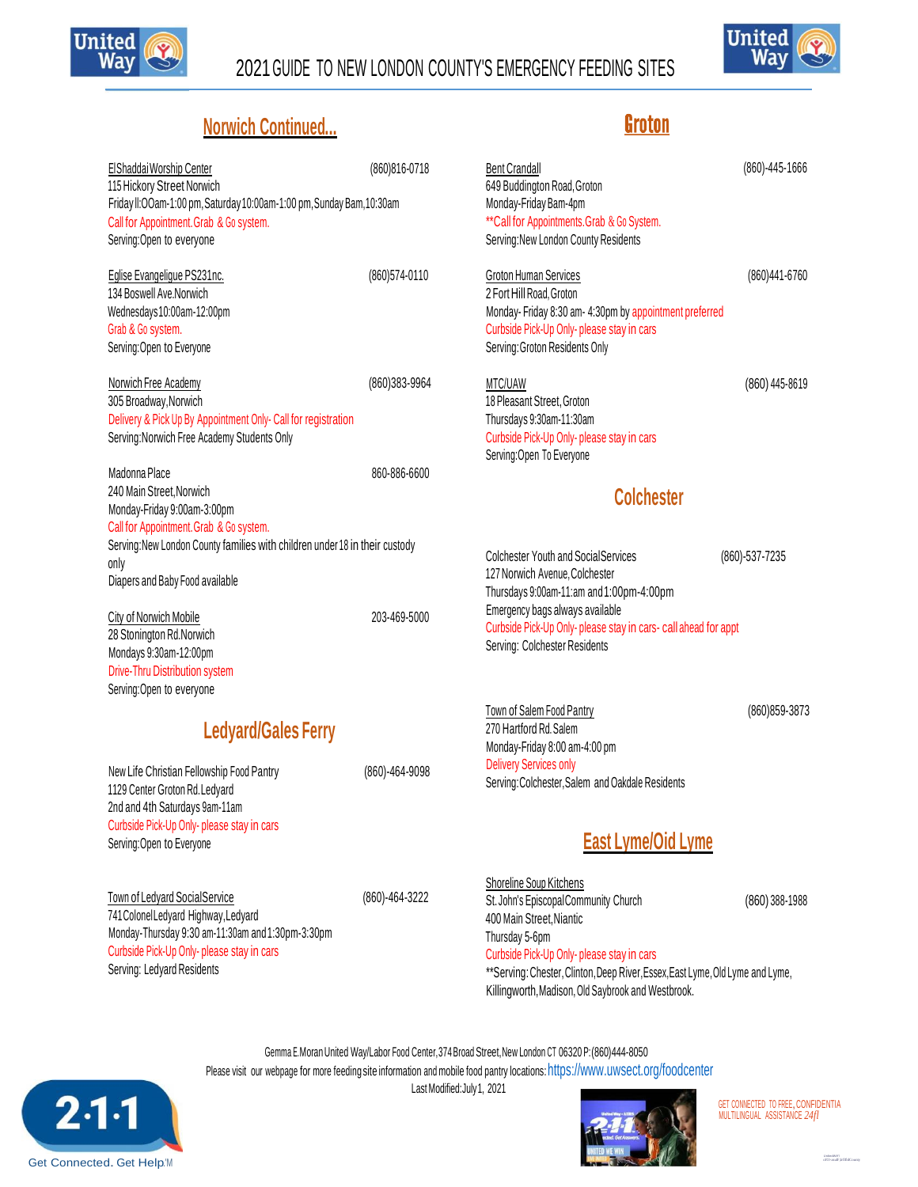# 2021 GUIDE TO NEW LONDON COUNTY'S EMERGENCY FEEDING SITES

## Norwich Continued...

**El Shaddai Worship Center** (860)816-0718
115 Hickory Street Norwich
Friday ll:OOam-1:00 pm, Saturday 10:00am-1:00 pm, Sunday Bam, 10:30am
Call for Appointment. Grab & Go system.
Serving: Open to everyone

**Eglise Evangeligue PS231nc.** (860)574-0110
134 Boswell Ave. Norwich
Wednesdays 10:00am-12:00pm
Grab & Go system.
Serving: Open to Everyone

**Norwich Free Academy** (860)383-9964
305 Broadway, Norwich
Delivery & Pick Up By Appointment Only- Call for registration
Serving: Norwich Free Academy Students Only

**Madonna Place** 860-886-6600
240 Main Street, Norwich
Monday-Friday 9:00am-3:00pm
Call for Appointment. Grab & Go system.
Serving: New London County families with children under 18 in their custody only
Diapers and Baby Food available

**City of Norwich Mobile** 203-469-5000
28 Stonington Rd. Norwich
Mondays 9:30am-12:00pm
Drive-Thru Distribution system
Serving: Open to everyone

## Ledyard/Gales Ferry

**New Life Christian Fellowship Food Pantry** (860)-464-9098
1129 Center Groton Rd. Ledyard
2nd and 4th Saturdays 9am-11am
Curbside Pick-Up Only- please stay in cars
Serving: Open to Everyone

**Town of Ledyard Social Service** (860)-464-3222
741 Colonel Ledyard Highway, Ledyard
Monday-Thursday 9:30 am-11:30am and 1:30pm-3:30pm
Curbside Pick-Up Only- please stay in cars
Serving: Ledyard Residents

## Groton

**Bent Crandall** (860)-445-1666
649 Buddington Road, Groton
Monday-Friday Bam-4pm
**Call for Appointments. Grab & Go System.
Serving: New London County Residents

**Groton Human Services** (860)441-6760
2 Fort Hill Road, Groton
Monday- Friday 8:30 am- 4:30pm by appointment preferred
Curbside Pick-Up Only- please stay in cars
Serving: Groton Residents Only

**MTC/UAW** (860) 445-8619
18 Pleasant Street, Groton
Thursdays 9:30am-11:30am
Curbside Pick-Up Only- please stay in cars
Serving: Open To Everyone

## Colchester

**Colchester Youth and Social Services** (860)-537-7235
127 Norwich Avenue, Colchester
Thursdays 9:00am-11:am and 1:00pm-4:00pm
Emergency bags always available
Curbside Pick-Up Only- please stay in cars- call ahead for appt
Serving: Colchester Residents

**Town of Salem Food Pantry** (860)859-3873
270 Hartford Rd. Salem
Monday-Friday 8:00 am-4:00 pm
Delivery Services only
Serving: Colchester, Salem and Oakdale Residents

## East Lyme/Oid Lyme

**Shoreline Soup Kitchens**
St. John's Episcopal Community Church (860) 388-1988
400 Main Street, Niantic
Thursday 5-6pm
Curbside Pick-Up Only- please stay in cars
**Serving: Chester, Clinton, Deep River, Essex, East Lyme, Old Lyme and Lyme, Killingworth, Madison, Old Saybrook and Westbrook.

Gemma E. Moran United Way/Labor Food Center, 374 Broad Street, New London CT 06320 P: (860)444-8050
Please visit our webpage for more feeding site information and mobile food pantry locations: https://www.uwsect.org/foodcenter
Last Modified: July 1, 2021

2·1·1 Get Connected. Get Help.™

GET CONNECTED TO FREE, CONFIDENTIA MULTILINGUAL ASSISTANCE 24/7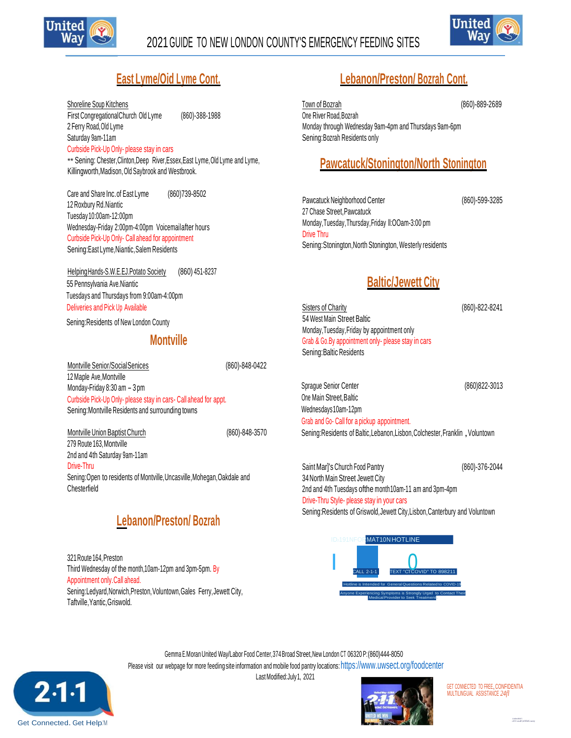# 2021 GUIDE TO NEW LONDON COUNTY'S EMERGENCY FEEDING SITES

## East Lyme/Old Lyme Cont.

Shoreline Soup Kitchens
First Congregational Church Old Lyme (860)-388-1988
2 Ferry Road, Old Lyme
Saturday 9am-11am
Curbside Pick-Up Only- please stay in cars
** Sening: Chester, Clinton, Deep River, Essex, East Lyme, Old Lyme and Lyme, Killingworth, Madison, Old Saybrook and Westbrook.

Care and Share Inc. of East Lyme (860)739-8502
12 Roxbury Rd. Niantic
Tuesday 10:00am-12:00pm
Wednesday-Friday 2:00pm-4:00pm Voicemail after hours
Curbside Pick-Up Only- Call ahead for appointment
Sening: East Lyme, Niantic, Salem Residents

Helping Hands-S.W.E.E.J. Potato Society (860) 451-8237
55 Pennsylvania Ave. Niantic
Tuesdays and Thursdays from 9:00am-4:00pm
Deliveries and Pick Up Available
Sening: Residents of New London County

## Montville

Montville Senior/Social Senices (860)-848-0422
12 Maple Ave, Montville
Monday-Friday 8:30 am – 3 pm
Curbside Pick-Up Only- please stay in cars- Call ahead for appt.
Sening: Montville Residents and surrounding towns

Montville Union Baptist Church (860)-848-3570
279 Route 163, Montville
2nd and 4th Saturday 9am-11am
Drive-Thru
Sening: Open to residents of Montville, Uncasville, Mohegan, Oakdale and Chesterfield

## Lebanon/Preston/ Bozrah

321 Route 164, Preston
Third Wednesday of the month, 10am-12pm and 3pm-5pm. By Appointment only. Call ahead.
Sening: Ledyard, Norwich, Preston, Voluntown, Gales Ferry, Jewett City, Taftville, Yantic, Griswold.

## Lebanon/Preston/ Bozrah Cont.

Town of Bozrah (860)-889-2689
One River Road, Bozrah
Monday through Wednesday 9am-4pm and Thursdays 9am-6pm
Sening: Bozrah Residents only

## Pawcatuck/Stonington/North Stonington

Pawcatuck Neighborhood Center (860)-599-3285
27 Chase Street, Pawcatuck
Monday, Tuesday, Thursday, Friday ll:OOam-3:00 pm
Drive Thru
Sening: Stonington, North Stonington, Westerly residents

## Baltic/Jewett City

Sisters of Charity (860)-822-8241
54 West Main Street Baltic
Monday, Tuesday, Friday by appointment only
Grab & Go. By appointment only- please stay in cars
Sening: Baltic Residents

Sprague Senior Center (860)822-3013
One Main Street, Baltic
Wednesdays 10am-12pm
Grab and Go- Call for a pickup appointment.
Sening: Residents of Baltic, Lebanon, Lisbon, Colchester, Franklin, Voluntown

Saint Mar]'s Church Food Pantry (860)-376-2044
34 North Main Street Jewett City
2nd and 4th Tuesdays of the month 10am-11 am and 3pm-4pm
Drive-Thru Style- please stay in your cars
Sening: Residents of Griswold, Jewett City, Lisbon, Canterbury and Voluntown

ID-19 INFORMATION HOTLINE
CALL 2-1-1
TEXT "CTCOVID" TO 898211
Hotline is Intended for General Questions Related to COVID-19
Anyone Experiencing Symptoms is Strongly Urged to Contact Their Medical Provider to Seek Treatment

Gemma E. Moran United Way/Labor Food Center, 374 Broad Street, New London CT 06320 P: (860)444-8050
Please visit our webpage for more feeding site information and mobile food pantry locations: https://www.uwsect.org/foodcenter
Last Modified: July 1, 2021

2·1·1
Get Connected. Get Help.™

GET CONNECTED TO FREE, CONFIDENTIA MULTILINGUAL ASSISTANCE 24/7